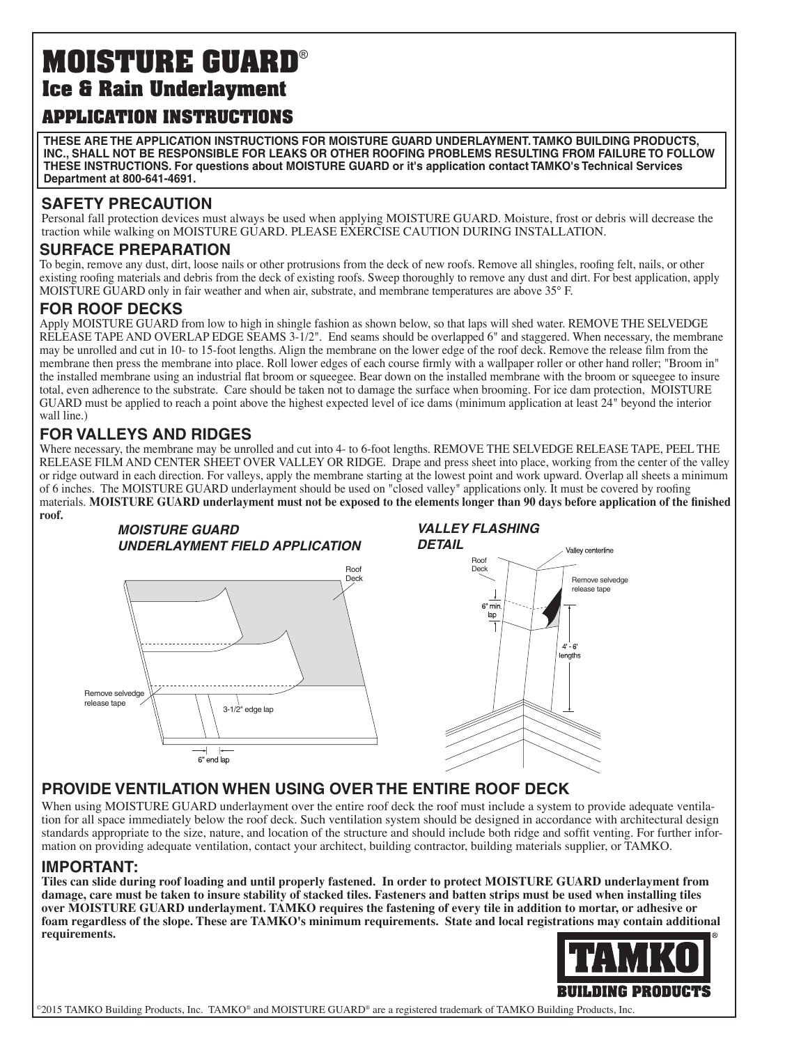# MOISTURE GUARD®

## Ice & Rain Underlayment

## APPLICATION INSTRUCTIONS

**THESE ARE THE APPLICATION INSTRUCTIONS FOR MOISTURE GUARD UNDERLAYMENT. TAMKO BUILDING PRODUCTS, INC., SHALL NOT BE RESPONSIBLE FOR LEAKS OR OTHER ROOFING PROBLEMS RESULTING FROM FAILURE TO FOLLOW THESE INSTRUCTIONS. For questions about MOISTURE GUARD or it's application contact TAMKO's Technical Services Department at 800-641-4691.**

### SAFETY PRECAUTION

Personal fall protection devices must always be used when applying MOISTURE GUARD. Moisture, frost or debris will decrease the traction while walking on MOISTURE GUARD. PLEASE EXERCISE CAUTION DURING INSTALLATION.

### SURFACE PREPARATION

To begin, remove any dust, dirt, loose nails or other protrusions from the deck of new roofs. Remove all shingles, roofing felt, nails, or other existing roofing materials and debris from the deck of existing roofs. Sweep thoroughly to remove any dust and dirt. For best application, apply MOISTURE GUARD only in fair weather and when air, substrate, and membrane temperatures are above 35° F.

### FOR ROOF DECKS

Apply MOISTURE GUARD from low to high in shingle fashion as shown below, so that laps will shed water. REMOVE THE SELVEDGE RELEASE TAPE AND OVERLAP EDGE SEAMS 3-1/2". End seams should be overlapped 6" and staggered. When necessary, the membrane may be unrolled and cut in 10- to 15-foot lengths. Align the membrane on the lower edge of the roof deck. Remove the release film from the membrane then press the membrane into place. Roll lower edges of each course firmly with a wallpaper roller or other hand roller; "Broom in" the installed membrane using an industrial flat broom or squeegee. Bear down on the installed membrane with the broom or squeegee to insure total, even adherence to the substrate. Care should be taken not to damage the surface when brooming. For ice dam protection, MOISTURE GUARD must be applied to reach a point above the highest expected level of ice dams (minimum application at least 24" beyond the interior wall line.)

### FOR VALLEYS AND RIDGES

Where necessary, the membrane may be unrolled and cut into 4- to 6-foot lengths. REMOVE THE SELVEDGE RELEASE TAPE, PEEL THE RELEASE FILM AND CENTER SHEET OVER VALLEY OR RIDGE. Drape and press sheet into place, working from the center of the valley or ridge outward in each direction. For valleys, apply the membrane starting at the lowest point and work upward. Overlap all sheets a minimum of 6 inches. The MOISTURE GUARD underlayment should be used on "closed valley" applications only. It must be covered by roofing materials. **MOISTURE GUARD underlayment must not be exposed to the elements longer than 90 days before application of the finished roof.**

***MOISTURE GUARD UNDERLAYMENT FIELD APPLICATION***

Roof Deck

Remove selvedge release tape

3-1/2" edge lap

6" end lap

***VALLEY FLASHING DETAIL***

Valley centerline

Roof Deck

Remove selvedge release tape

6" min. lap

4' - 6' lengths

### PROVIDE VENTILATION WHEN USING OVER THE ENTIRE ROOF DECK

When using MOISTURE GUARD underlayment over the entire roof deck the roof must include a system to provide adequate ventilation for all space immediately below the roof deck. Such ventilation system should be designed in accordance with architectural design standards appropriate to the size, nature, and location of the structure and should include both ridge and soffit venting. For further information on providing adequate ventilation, contact your architect, building contractor, building materials supplier, or TAMKO.

### IMPORTANT:

**Tiles can slide during roof loading and until properly fastened. In order to protect MOISTURE GUARD underlayment from damage, care must be taken to insure stability of stacked tiles. Fasteners and batten strips must be used when installing tiles over MOISTURE GUARD underlayment. TAMKO requires the fastening of every tile in addition to mortar, or adhesive or foam regardless of the slope. These are TAMKO's minimum requirements. State and local registrations may contain additional requirements.**

TAMKO® BUILDING PRODUCTS

©2015 TAMKO Building Products, Inc. TAMKO® and MOISTURE GUARD® are a registered trademark of TAMKO Building Products, Inc.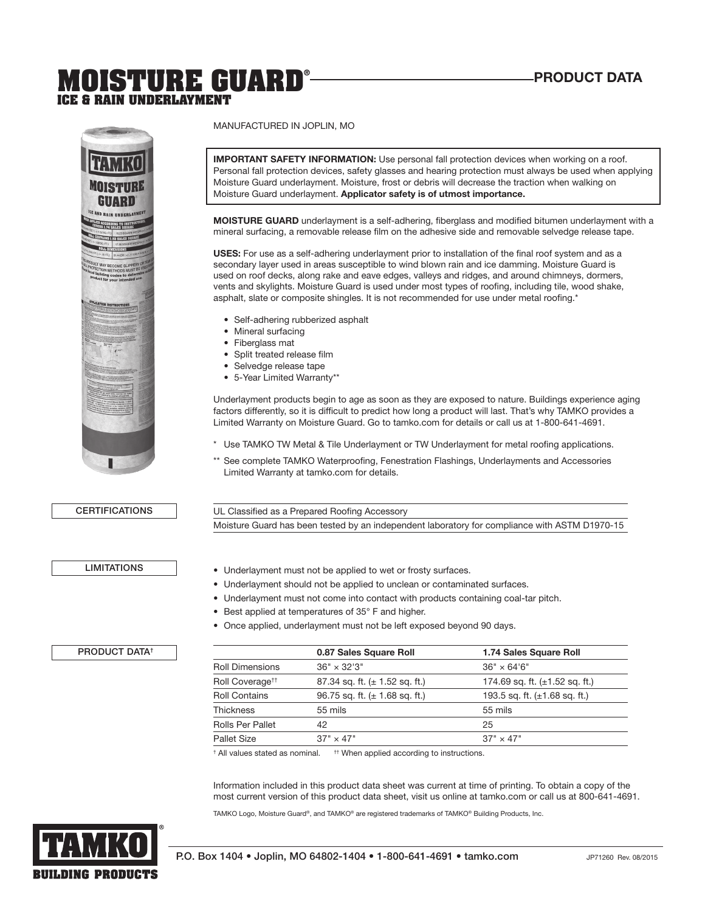# MOISTURE GUARD®
## ICE & RAIN UNDERLAYMENT

**PRODUCT DATA**

MANUFACTURED IN JOPLIN, MO

**IMPORTANT SAFETY INFORMATION:** Use personal fall protection devices when working on a roof. Personal fall protection devices, safety glasses and hearing protection must always be used when applying Moisture Guard underlayment. Moisture, frost or debris will decrease the traction when walking on Moisture Guard underlayment. **Applicator safety is of utmost importance.**

**MOISTURE GUARD** underlayment is a self-adhering, fiberglass and modified bitumen underlayment with a mineral surfacing, a removable release film on the adhesive side and removable selvedge release tape.

**USES:** For use as a self-adhering underlayment prior to installation of the final roof system and as a secondary layer used in areas susceptible to wind blown rain and ice damming. Moisture Guard is used on roof decks, along rake and eave edges, valleys and ridges, and around chimneys, dormers, vents and skylights. Moisture Guard is used under most types of roofing, including tile, wood shake, asphalt, slate or composite shingles. It is not recommended for use under metal roofing.*

- Self-adhering rubberized asphalt
- Mineral surfacing
- Fiberglass mat
- Split treated release film
- Selvedge release tape
- 5-Year Limited Warranty**

Underlayment products begin to age as soon as they are exposed to nature. Buildings experience aging factors differently, so it is difficult to predict how long a product will last. That's why TAMKO provides a Limited Warranty on Moisture Guard. Go to tamko.com for details or call us at 1-800-641-4691.

\* Use TAMKO TW Metal & Tile Underlayment or TW Underlayment for metal roofing applications.

\*\* See complete TAMKO Waterproofing, Fenestration Flashings, Underlayments and Accessories Limited Warranty at tamko.com for details.

### CERTIFICATIONS

UL Classified as a Prepared Roofing Accessory

Moisture Guard has been tested by an independent laboratory for compliance with ASTM D1970-15

### LIMITATIONS

- Underlayment must not be applied to wet or frosty surfaces.
- Underlayment should not be applied to unclean or contaminated surfaces.
- Underlayment must not come into contact with products containing coal-tar pitch.
- Best applied at temperatures of 35° F and higher.
- Once applied, underlayment must not be left exposed beyond 90 days.

### PRODUCT DATA†

| | 0.87 Sales Square Roll | 1.74 Sales Square Roll |
|---|---|---|
| Roll Dimensions | 36" × 32'3" | 36" × 64'6" |
| Roll Coverage†† | 87.34 sq. ft. (± 1.52 sq. ft.) | 174.69 sq. ft. (±1.52 sq. ft.) |
| Roll Contains | 96.75 sq. ft. (± 1.68 sq. ft.) | 193.5 sq. ft. (±1.68 sq. ft.) |
| Thickness | 55 mils | 55 mils |
| Rolls Per Pallet | 42 | 25 |
| Pallet Size | 37" × 47" | 37" × 47" |

† All values stated as nominal. †† When applied according to instructions.

Information included in this product data sheet was current at time of printing. To obtain a copy of the most current version of this product data sheet, visit us online at tamko.com or call us at 800-641-4691.

TAMKO Logo, Moisture Guard®, and TAMKO® are registered trademarks of TAMKO® Building Products, Inc.

TAMKO® BUILDING PRODUCTS

P.O. Box 1404 • Joplin, MO 64802-1404 • 1-800-641-4691 • tamko.com

JP71260 Rev. 08/2015